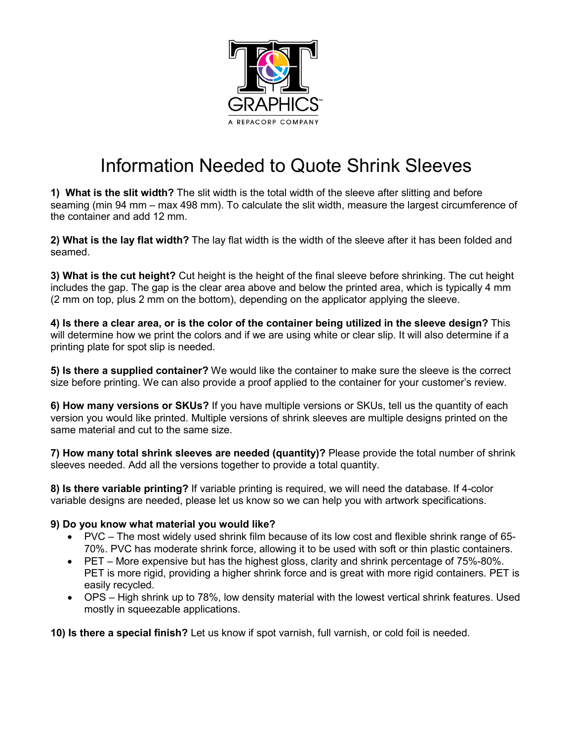T&T GRAPHICS™

A REPACORP COMPANY

# Information Needed to Quote Shrink Sleeves

**1) What is the slit width?** The slit width is the total width of the sleeve after slitting and before seaming (min 94 mm – max 498 mm). To calculate the slit width, measure the largest circumference of the container and add 12 mm.

**2) What is the lay flat width?** The lay flat width is the width of the sleeve after it has been folded and seamed.

**3) What is the cut height?** Cut height is the height of the final sleeve before shrinking. The cut height includes the gap. The gap is the clear area above and below the printed area, which is typically 4 mm (2 mm on top, plus 2 mm on the bottom), depending on the applicator applying the sleeve.

**4) Is there a clear area, or is the color of the container being utilized in the sleeve design?** This will determine how we print the colors and if we are using white or clear slip. It will also determine if a printing plate for spot slip is needed.

**5) Is there a supplied container?** We would like the container to make sure the sleeve is the correct size before printing. We can also provide a proof applied to the container for your customer's review.

**6) How many versions or SKUs?** If you have multiple versions or SKUs, tell us the quantity of each version you would like printed. Multiple versions of shrink sleeves are multiple designs printed on the same material and cut to the same size.

**7) How many total shrink sleeves are needed (quantity)?** Please provide the total number of shrink sleeves needed. Add all the versions together to provide a total quantity.

**8) Is there variable printing?** If variable printing is required, we will need the database. If 4-color variable designs are needed, please let us know so we can help you with artwork specifications.

**9) Do you know what material you would like?**

- PVC – The most widely used shrink film because of its low cost and flexible shrink range of 65-70%. PVC has moderate shrink force, allowing it to be used with soft or thin plastic containers.
- PET – More expensive but has the highest gloss, clarity and shrink percentage of 75%-80%. PET is more rigid, providing a higher shrink force and is great with more rigid containers. PET is easily recycled.
- OPS – High shrink up to 78%, low density material with the lowest vertical shrink features. Used mostly in squeezable applications.

**10) Is there a special finish?** Let us know if spot varnish, full varnish, or cold foil is needed.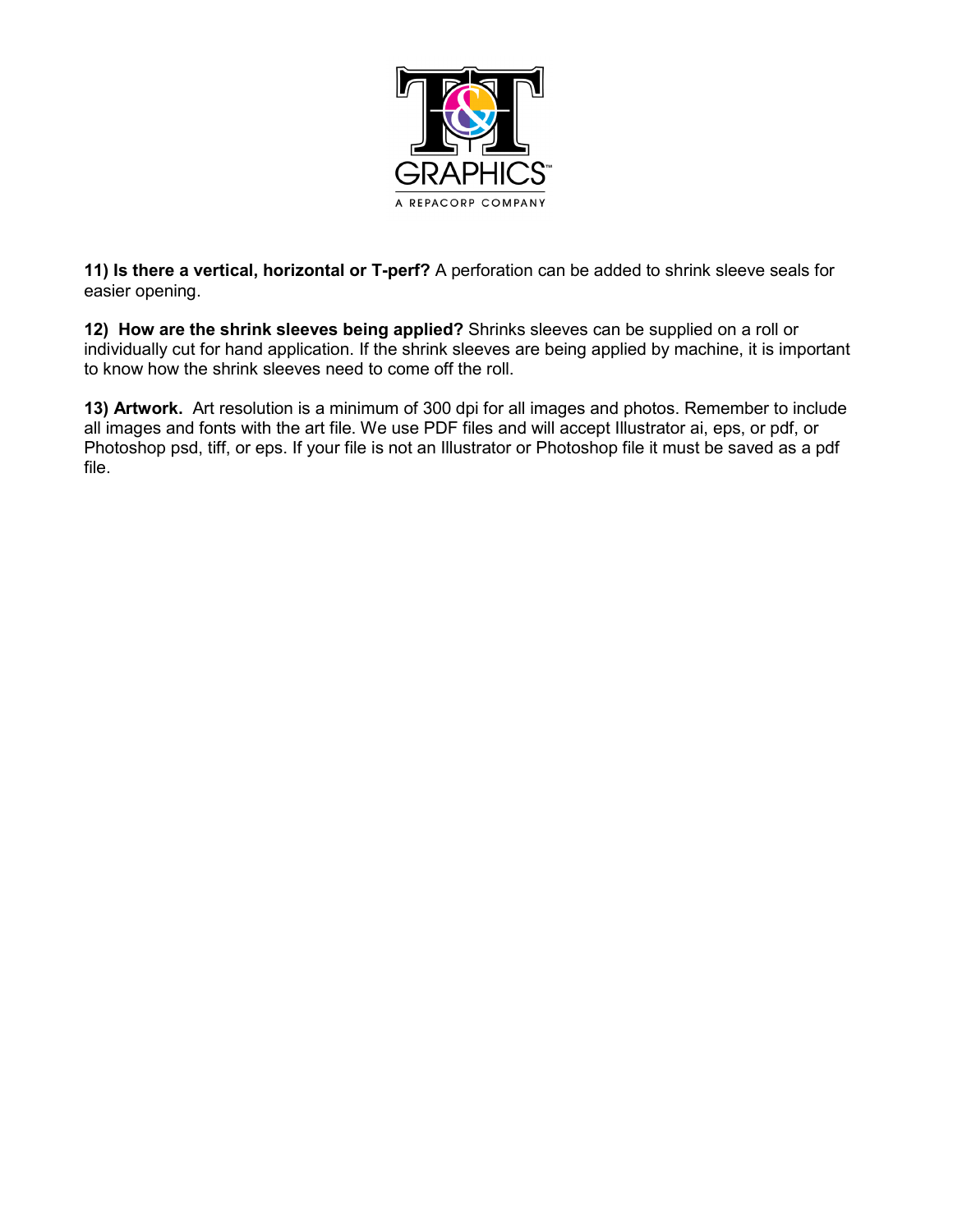**11) Is there a vertical, horizontal or T-perf?** A perforation can be added to shrink sleeve seals for easier opening.

**12) How are the shrink sleeves being applied?** Shrinks sleeves can be supplied on a roll or individually cut for hand application. If the shrink sleeves are being applied by machine, it is important to know how the shrink sleeves need to come off the roll.

**13) Artwork.** Art resolution is a minimum of 300 dpi for all images and photos. Remember to include all images and fonts with the art file. We use PDF files and will accept Illustrator ai, eps, or pdf, or Photoshop psd, tiff, or eps. If your file is not an Illustrator or Photoshop file it must be saved as a pdf file.